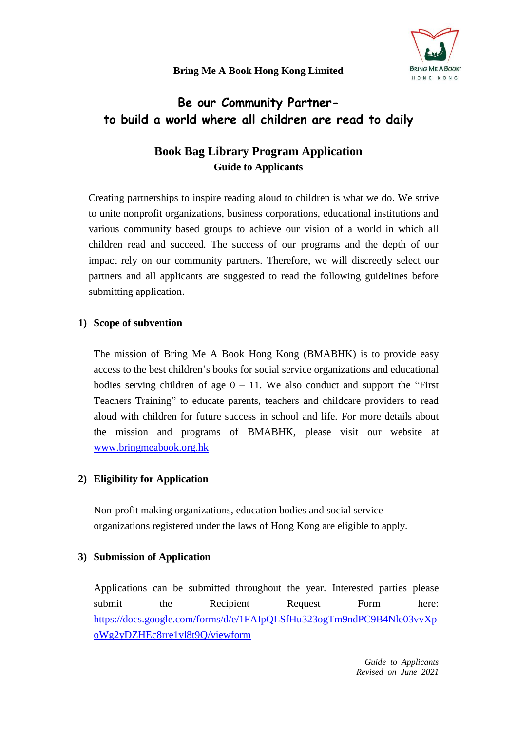**Bring Me A Book Hong Kong Limited**

# Be our Community Partner-
# to build a world where all children are read to daily

## Book Bag Library Program Application
### Guide to Applicants

Creating partnerships to inspire reading aloud to children is what we do. We strive to unite nonprofit organizations, business corporations, educational institutions and various community based groups to achieve our vision of a world in which all children read and succeed. The success of our programs and the depth of our impact rely on our community partners. Therefore, we will discreetly select our partners and all applicants are suggested to read the following guidelines before submitting application.

**1) Scope of subvention**

The mission of Bring Me A Book Hong Kong (BMABHK) is to provide easy access to the best children's books for social service organizations and educational bodies serving children of age 0 – 11. We also conduct and support the "First Teachers Training" to educate parents, teachers and childcare providers to read aloud with children for future success in school and life. For more details about the mission and programs of BMABHK, please visit our website at www.bringmeabook.org.hk

**2) Eligibility for Application**

Non-profit making organizations, education bodies and social service organizations registered under the laws of Hong Kong are eligible to apply.

**3) Submission of Application**

Applications can be submitted throughout the year. Interested parties please submit the Recipient Request Form here: https://docs.google.com/forms/d/e/1FAIpQLSfHu323ogTm9ndPC9B4Nle03vvXpoWg2yDZHEc8rre1vl8t9Q/viewform

*Guide to Applicants*
*Revised on June 2021*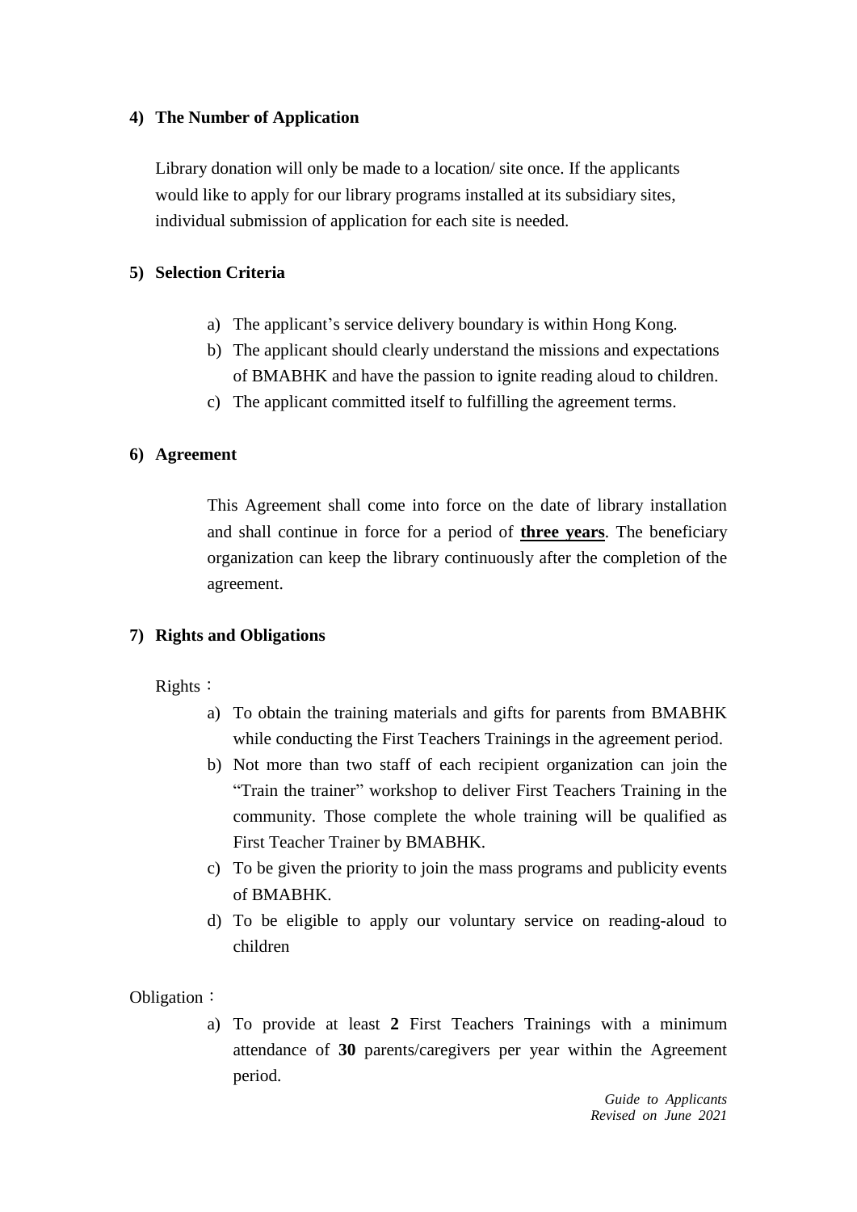## 4) The Number of Application

Library donation will only be made to a location/ site once. If the applicants would like to apply for our library programs installed at its subsidiary sites, individual submission of application for each site is needed.

## 5) Selection Criteria

a) The applicant's service delivery boundary is within Hong Kong.
b) The applicant should clearly understand the missions and expectations of BMABHK and have the passion to ignite reading aloud to children.
c) The applicant committed itself to fulfilling the agreement terms.

## 6) Agreement

This Agreement shall come into force on the date of library installation and shall continue in force for a period of **three years**. The beneficiary organization can keep the library continuously after the completion of the agreement.

## 7) Rights and Obligations

Rights：

a) To obtain the training materials and gifts for parents from BMABHK while conducting the First Teachers Trainings in the agreement period.
b) Not more than two staff of each recipient organization can join the "Train the trainer" workshop to deliver First Teachers Training in the community. Those complete the whole training will be qualified as First Teacher Trainer by BMABHK.
c) To be given the priority to join the mass programs and publicity events of BMABHK.
d) To be eligible to apply our voluntary service on reading-aloud to children

Obligation：

a) To provide at least **2** First Teachers Trainings with a minimum attendance of **30** parents/caregivers per year within the Agreement period.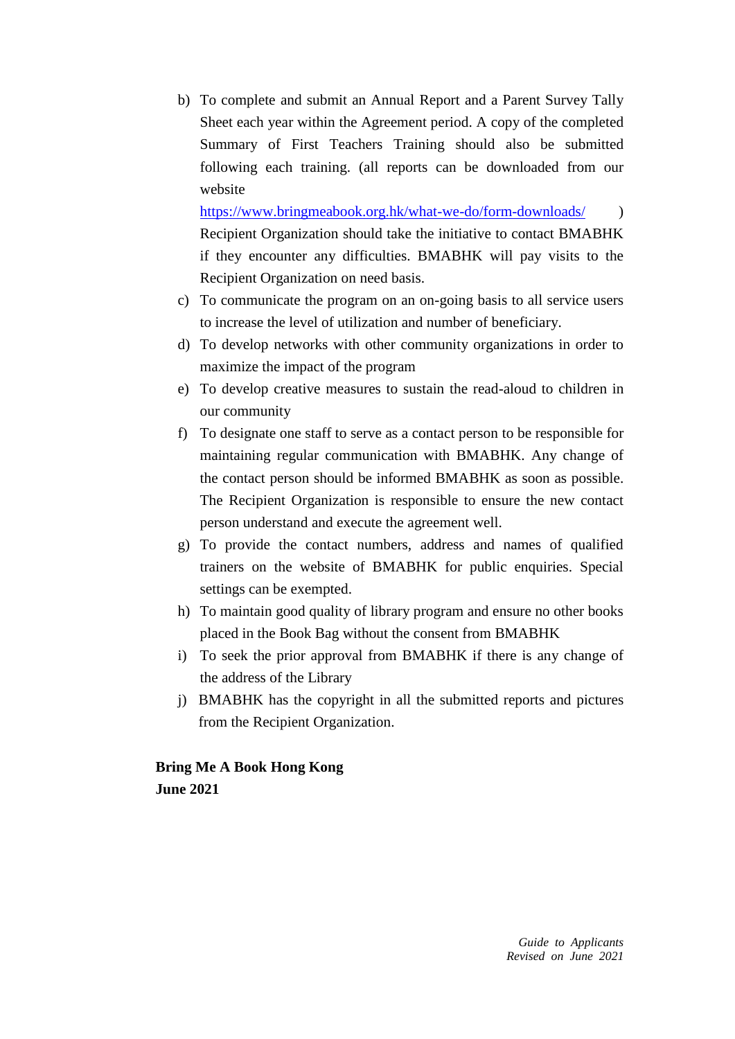b) To complete and submit an Annual Report and a Parent Survey Tally Sheet each year within the Agreement period. A copy of the completed Summary of First Teachers Training should also be submitted following each training. (all reports can be downloaded from our website https://www.bringmeabook.org.hk/what-we-do/form-downloads/ ) Recipient Organization should take the initiative to contact BMABHK if they encounter any difficulties. BMABHK will pay visits to the Recipient Organization on need basis.

c) To communicate the program on an on-going basis to all service users to increase the level of utilization and number of beneficiary.

d) To develop networks with other community organizations in order to maximize the impact of the program

e) To develop creative measures to sustain the read-aloud to children in our community

f) To designate one staff to serve as a contact person to be responsible for maintaining regular communication with BMABHK. Any change of the contact person should be informed BMABHK as soon as possible. The Recipient Organization is responsible to ensure the new contact person understand and execute the agreement well.

g) To provide the contact numbers, address and names of qualified trainers on the website of BMABHK for public enquiries. Special settings can be exempted.

h) To maintain good quality of library program and ensure no other books placed in the Book Bag without the consent from BMABHK

i) To seek the prior approval from BMABHK if there is any change of the address of the Library

j) BMABHK has the copyright in all the submitted reports and pictures from the Recipient Organization.

**Bring Me A Book Hong Kong**
**June 2021**